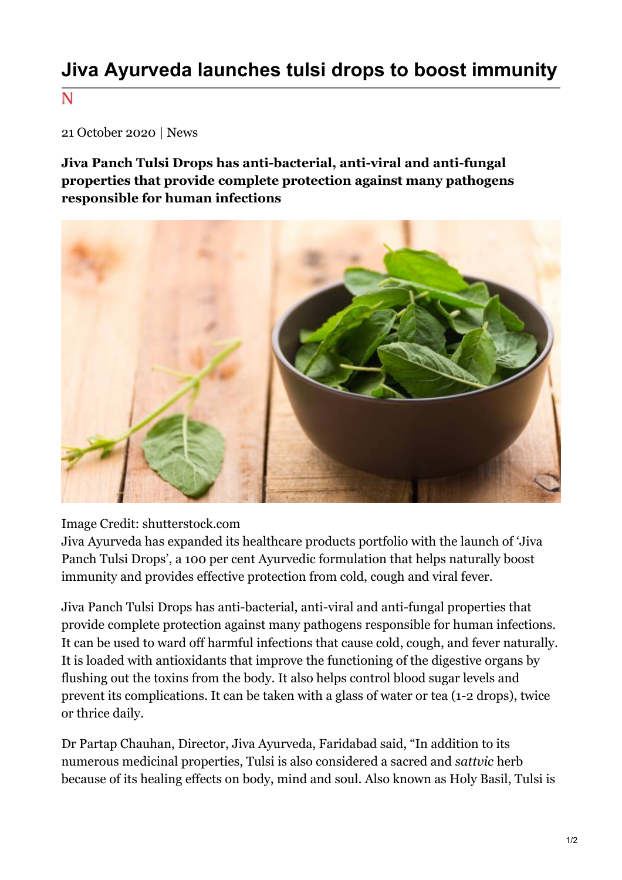# Jiva Ayurveda launches tulsi drops to boost immunity

N

21 October 2020 | News

**Jiva Panch Tulsi Drops has anti-bacterial, anti-viral and anti-fungal properties that provide complete protection against many pathogens responsible for human infections**

Image Credit: shutterstock.com

Jiva Ayurveda has expanded its healthcare products portfolio with the launch of 'Jiva Panch Tulsi Drops', a 100 per cent Ayurvedic formulation that helps naturally boost immunity and provides effective protection from cold, cough and viral fever.

Jiva Panch Tulsi Drops has anti-bacterial, anti-viral and anti-fungal properties that provide complete protection against many pathogens responsible for human infections. It can be used to ward off harmful infections that cause cold, cough, and fever naturally. It is loaded with antioxidants that improve the functioning of the digestive organs by flushing out the toxins from the body. It also helps control blood sugar levels and prevent its complications. It can be taken with a glass of water or tea (1-2 drops), twice or thrice daily.

Dr Partap Chauhan, Director, Jiva Ayurveda, Faridabad said, "In addition to its numerous medicinal properties, Tulsi is also considered a sacred and *sattvic* herb because of its healing effects on body, mind and soul. Also known as Holy Basil, Tulsi is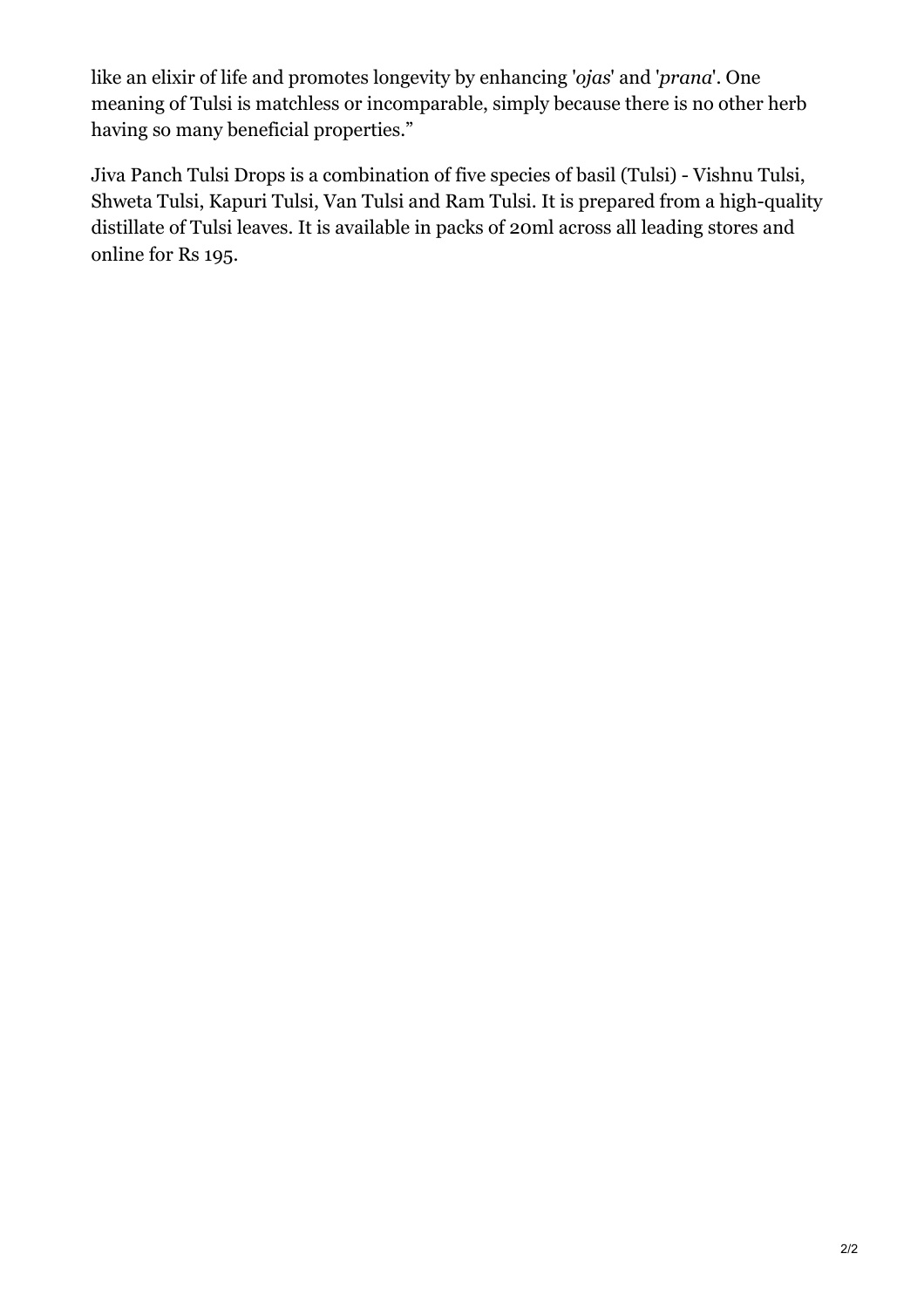like an elixir of life and promotes longevity by enhancing '*ojas*' and '*prana*'. One meaning of Tulsi is matchless or incomparable, simply because there is no other herb having so many beneficial properties."

Jiva Panch Tulsi Drops is a combination of five species of basil (Tulsi) - Vishnu Tulsi, Shweta Tulsi, Kapuri Tulsi, Van Tulsi and Ram Tulsi. It is prepared from a high-quality distillate of Tulsi leaves. It is available in packs of 20ml across all leading stores and online for Rs 195.